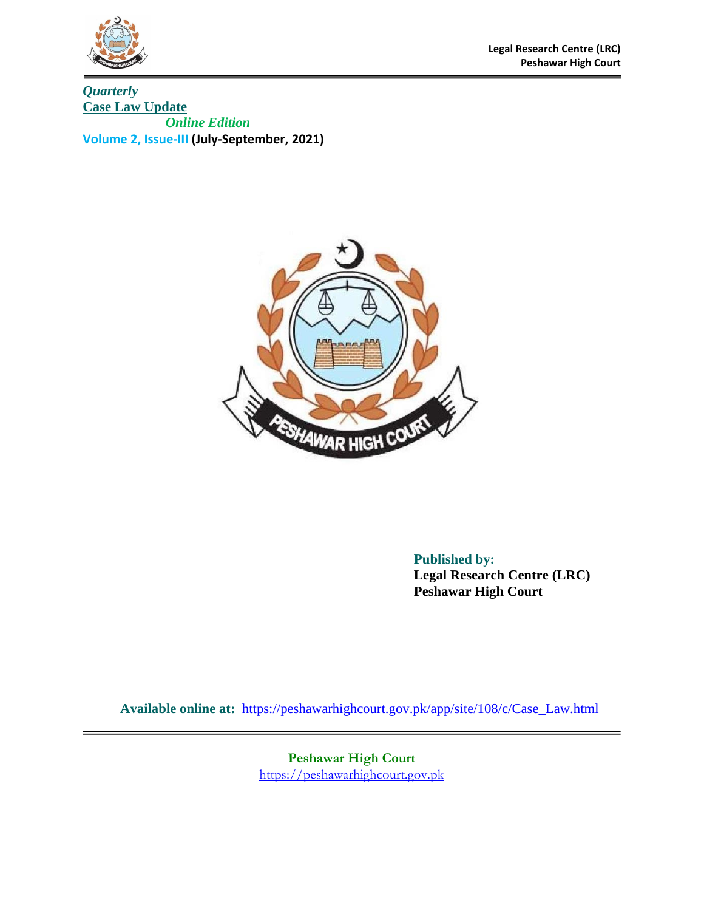Legal Research Centre (LRC)
Peshawar High Court

*Quarterly*

**Case Law Update**

*Online Edition*

**Volume 2, Issue-III (July-September, 2021)**

**Published by:**
**Legal Research Centre (LRC)**
**Peshawar High Court**

**Available online at:** https://peshawarhighcourt.gov.pk/app/site/108/c/Case_Law.html

**Peshawar High Court**
https://peshawarhighcourt.gov.pk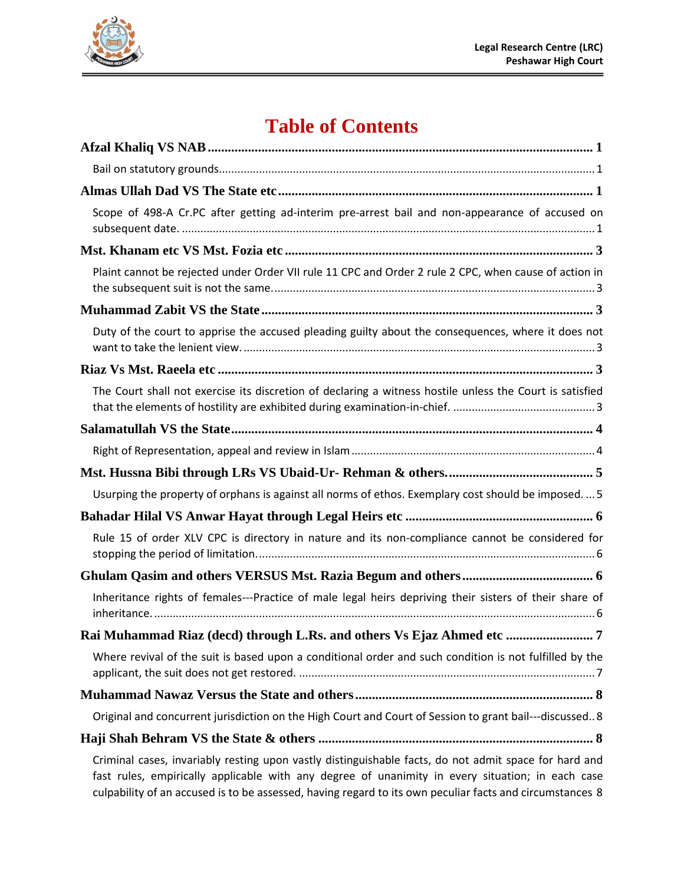# Table of Contents

**Afzal Khaliq VS NAB** ........ 1

Bail on statutory grounds........ 1

**Almas Ullah Dad VS The State etc** ........ 1

Scope of 498-A Cr.PC after getting ad-interim pre-arrest bail and non-appearance of accused on subsequent date. ........ 1

**Mst. Khanam etc VS Mst. Fozia etc** ........ 3

Plaint cannot be rejected under Order VII rule 11 CPC and Order 2 rule 2 CPC, when cause of action in the subsequent suit is not the same........ 3

**Muhammad Zabit VS the State** ........ 3

Duty of the court to apprise the accused pleading guilty about the consequences, where it does not want to take the lenient view. ........ 3

**Riaz Vs Mst. Raeela etc** ........ 3

The Court shall not exercise its discretion of declaring a witness hostile unless the Court is satisfied that the elements of hostility are exhibited during examination-in-chief. ........ 3

**Salamatullah VS the State** ........ 4

Right of Representation, appeal and review in Islam ........ 4

**Mst. Hussna Bibi through LRs VS Ubaid-Ur- Rehman & others.** ........ 5

Usurping the property of orphans is against all norms of ethos. Exemplary cost should be imposed. ... 5

**Bahadar Hilal VS Anwar Hayat through Legal Heirs etc** ........ 6

Rule 15 of order XLV CPC is directory in nature and its non-compliance cannot be considered for stopping the period of limitation........ 6

**Ghulam Qasim and others VERSUS Mst. Razia Begum and others** ........ 6

Inheritance rights of females---Practice of male legal heirs depriving their sisters of their share of inheritance. ........ 6

**Rai Muhammad Riaz (decd) through L.Rs. and others Vs Ejaz Ahmed etc** ........ 7

Where revival of the suit is based upon a conditional order and such condition is not fulfilled by the applicant, the suit does not get restored. ........ 7

**Muhammad Nawaz Versus the State and others** ........ 8

Original and concurrent jurisdiction on the High Court and Court of Session to grant bail---discussed.. 8

**Haji Shah Behram VS the State & others** ........ 8

Criminal cases, invariably resting upon vastly distinguishable facts, do not admit space for hard and fast rules, empirically applicable with any degree of unanimity in every situation; in each case culpability of an accused is to be assessed, having regard to its own peculiar facts and circumstances 8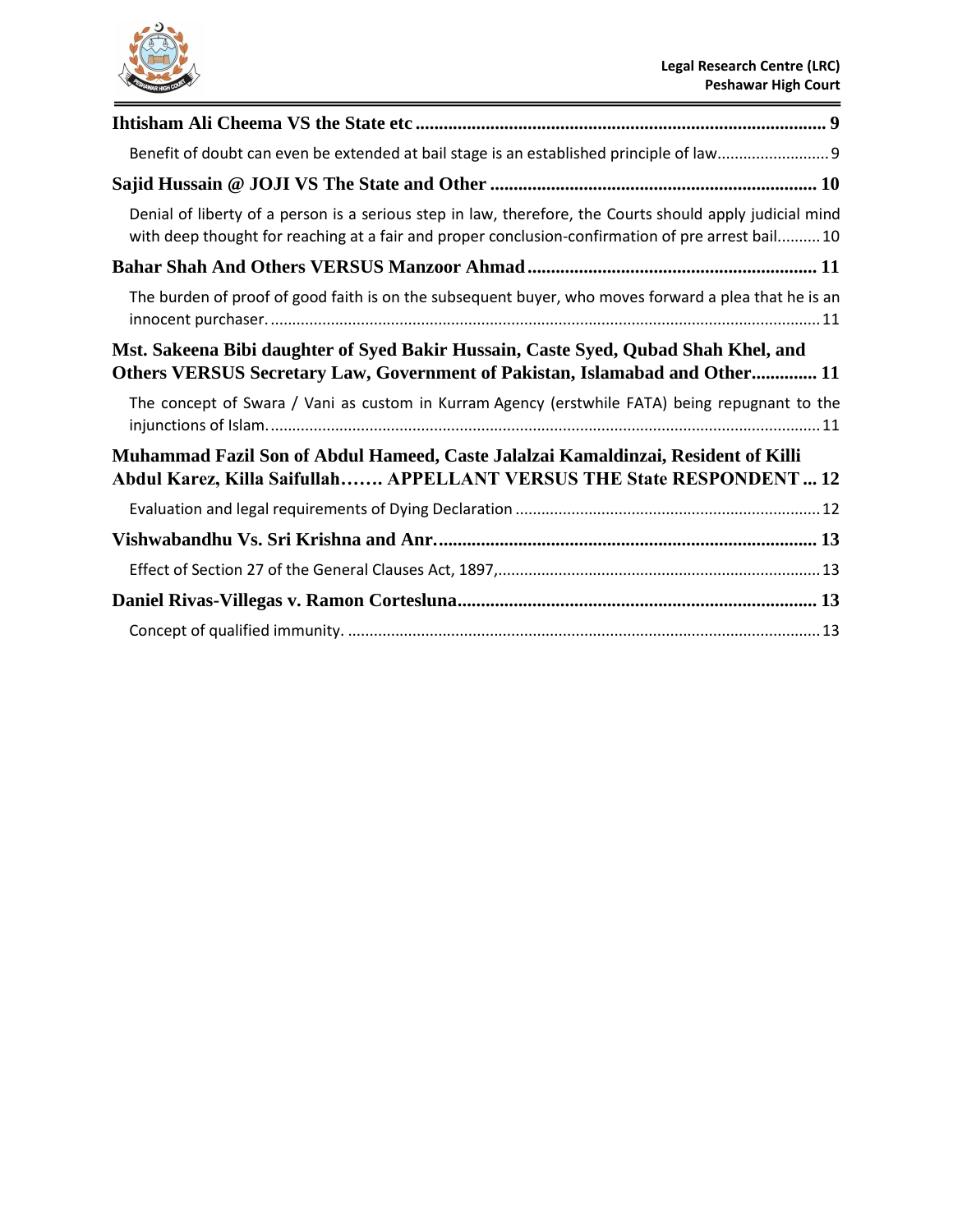**Ihtisham Ali Cheema VS the State etc ........................................................................................ 9**

Benefit of doubt can even be extended at bail stage is an established principle of law.......................... 9

**Sajid Hussain @ JOJI VS The State and Other ..................................................................... 10**

Denial of liberty of a person is a serious step in law, therefore, the Courts should apply judicial mind with deep thought for reaching at a fair and proper conclusion-confirmation of pre arrest bail.......... 10

**Bahar Shah And Others VERSUS Manzoor Ahmad ............................................................. 11**

The burden of proof of good faith is on the subsequent buyer, who moves forward a plea that he is an innocent purchaser. .............................................................................................................................. 11

**Mst. Sakeena Bibi daughter of Syed Bakir Hussain, Caste Syed, Qubad Shah Khel, and Others VERSUS Secretary Law, Government of Pakistan, Islamabad and Other............. 11**

The concept of Swara / Vani as custom in Kurram Agency (erstwhile FATA) being repugnant to the injunctions of Islam. ............................................................................................................................... 11

**Muhammad Fazil Son of Abdul Hameed, Caste Jalalzai Kamaldinzai, Resident of Killi Abdul Karez, Killa Saifullah……. APPELLANT VERSUS THE State RESPONDENT ... 12**

Evaluation and legal requirements of Dying Declaration ....................................................................... 12

**Vishwabandhu Vs. Sri Krishna and Anr. ................................................................................ 13**

Effect of Section 27 of the General Clauses Act, 1897,........................................................................... 13

**Daniel Rivas-Villegas v. Ramon Cortesluna............................................................................ 13**

Concept of qualified immunity. ............................................................................................................. 13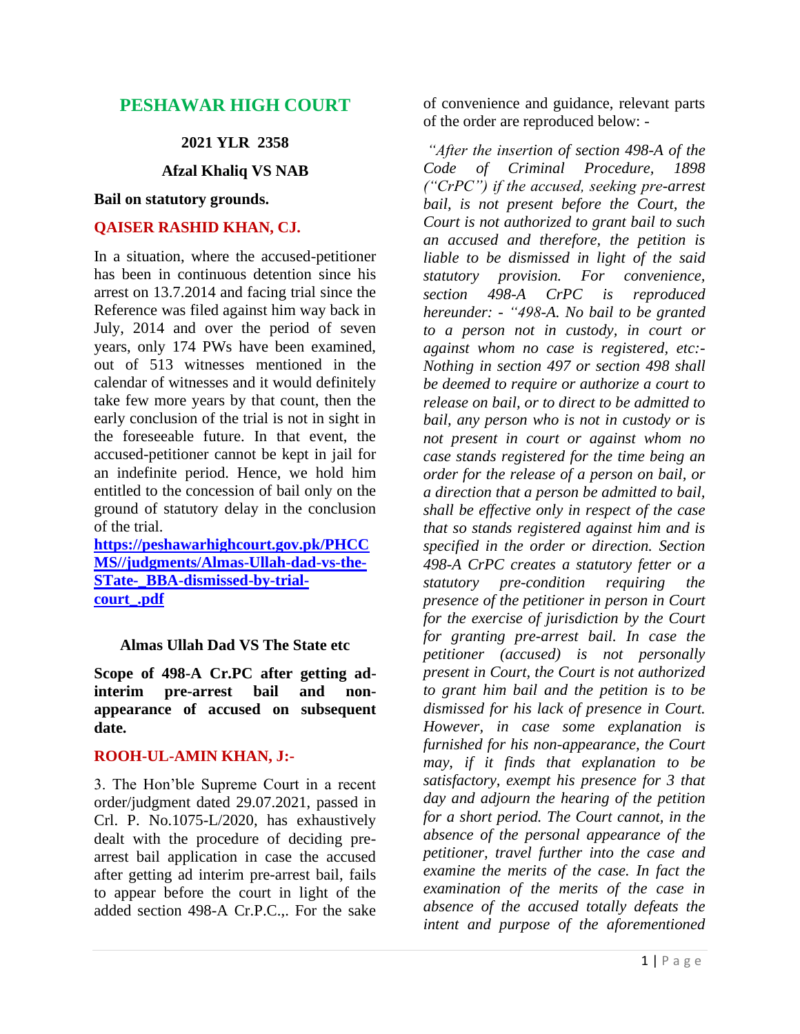## PESHAWAR HIGH COURT

**2021 YLR 2358**

**Afzal Khaliq VS NAB**

**Bail on statutory grounds.**

**QAISER RASHID KHAN, CJ.**

In a situation, where the accused-petitioner has been in continuous detention since his arrest on 13.7.2014 and facing trial since the Reference was filed against him way back in July, 2014 and over the period of seven years, only 174 PWs have been examined, out of 513 witnesses mentioned in the calendar of witnesses and it would definitely take few more years by that count, then the early conclusion of the trial is not in sight in the foreseeable future. In that event, the accused-petitioner cannot be kept in jail for an indefinite period. Hence, we hold him entitled to the concession of bail only on the ground of statutory delay in the conclusion of the trial.
**[https://peshawarhighcourt.gov.pk/PHCCMS//judgments/Almas-Ullah-dad-vs-the-STate-_BBA-dismissed-by-trial-court_.pdf](https://peshawarhighcourt.gov.pk/PHCCMS//judgments/Almas-Ullah-dad-vs-the-STate-_BBA-dismissed-by-trial-court_.pdf)**

**Almas Ullah Dad VS The State etc**

**Scope of 498-A Cr.PC after getting ad-interim pre-arrest bail and non-appearance of accused on subsequent date.**

**ROOH-UL-AMIN KHAN, J:-**

3. The Hon'ble Supreme Court in a recent order/judgment dated 29.07.2021, passed in Crl. P. No.1075-L/2020, has exhaustively dealt with the procedure of deciding pre-arrest bail application in case the accused after getting ad interim pre-arrest bail, fails to appear before the court in light of the added section 498-A Cr.P.C.,. For the sake of convenience and guidance, relevant parts of the order are reproduced below: -

*"After the insertion of section 498-A of the Code of Criminal Procedure, 1898 ("CrPC") if the accused, seeking pre-arrest bail, is not present before the Court, the Court is not authorized to grant bail to such an accused and therefore, the petition is liable to be dismissed in light of the said statutory provision. For convenience, section 498-A CrPC is reproduced hereunder: - "498-A. No bail to be granted to a person not in custody, in court or against whom no case is registered, etc:- Nothing in section 497 or section 498 shall be deemed to require or authorize a court to release on bail, or to direct to be admitted to bail, any person who is not in custody or is not present in court or against whom no case stands registered for the time being an order for the release of a person on bail, or a direction that a person be admitted to bail, shall be effective only in respect of the case that so stands registered against him and is specified in the order or direction. Section 498-A CrPC creates a statutory fetter or a statutory pre-condition requiring the presence of the petitioner in person in Court for the exercise of jurisdiction by the Court for granting pre-arrest bail. In case the petitioner (accused) is not personally present in Court, the Court is not authorized to grant him bail and the petition is to be dismissed for his lack of presence in Court. However, in case some explanation is furnished for his non-appearance, the Court may, if it finds that explanation to be satisfactory, exempt his presence for 3 that day and adjourn the hearing of the petition for a short period. The Court cannot, in the absence of the personal appearance of the petitioner, travel further into the case and examine the merits of the case. In fact the examination of the merits of the case in absence of the accused totally defeats the intent and purpose of the aforementioned*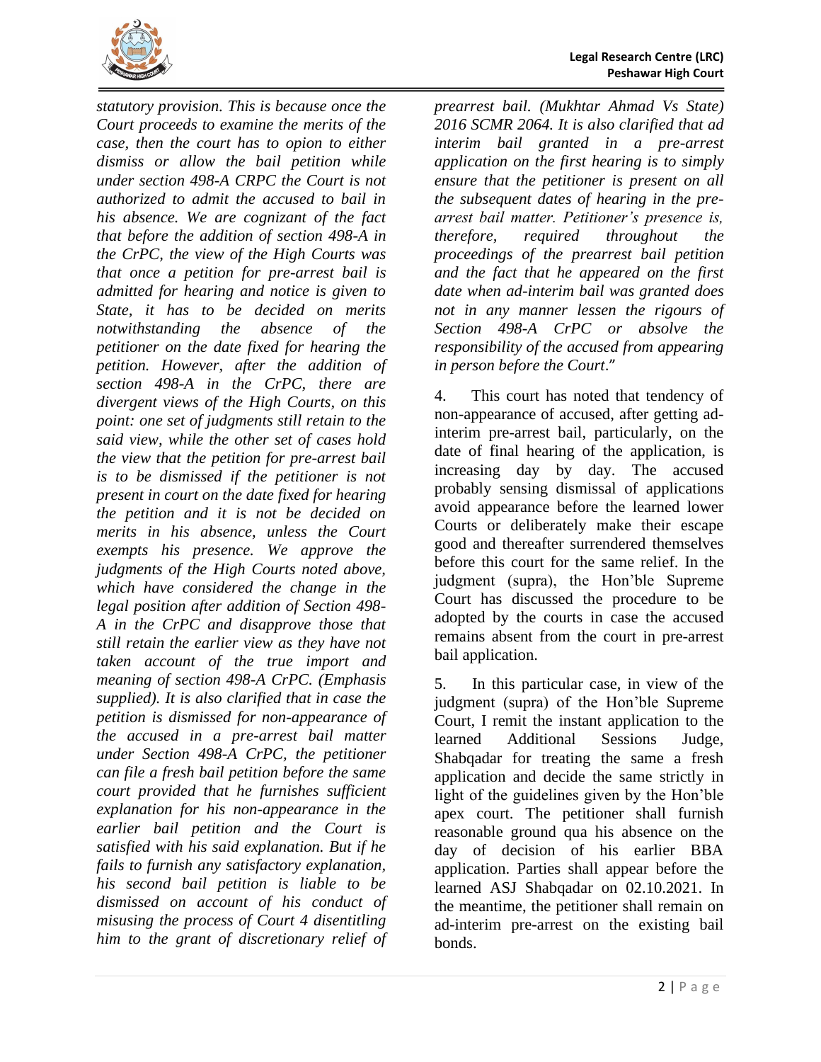*statutory provision. This is because once the Court proceeds to examine the merits of the case, then the court has to opion to either dismiss or allow the bail petition while under section 498-A CRPC the Court is not authorized to admit the accused to bail in his absence. We are cognizant of the fact that before the addition of section 498-A in the CrPC, the view of the High Courts was that once a petition for pre-arrest bail is admitted for hearing and notice is given to State, it has to be decided on merits notwithstanding the absence of the petitioner on the date fixed for hearing the petition. However, after the addition of section 498-A in the CrPC, there are divergent views of the High Courts, on this point: one set of judgments still retain to the said view, while the other set of cases hold the view that the petition for pre-arrest bail is to be dismissed if the petitioner is not present in court on the date fixed for hearing the petition and it is not be decided on merits in his absence, unless the Court exempts his presence. We approve the judgments of the High Courts noted above, which have considered the change in the legal position after addition of Section 498-A in the CrPC and disapprove those that still retain the earlier view as they have not taken account of the true import and meaning of section 498-A CrPC. (Emphasis supplied). It is also clarified that in case the petition is dismissed for non-appearance of the accused in a pre-arrest bail matter under Section 498-A CrPC, the petitioner can file a fresh bail petition before the same court provided that he furnishes sufficient explanation for his non-appearance in the earlier bail petition and the Court is satisfied with his said explanation. But if he fails to furnish any satisfactory explanation, his second bail petition is liable to be dismissed on account of his conduct of misusing the process of Court 4 disentitling him to the grant of discretionary relief of prearrest bail. (Mukhtar Ahmad Vs State) 2016 SCMR 2064. It is also clarified that ad interim bail granted in a pre-arrest application on the first hearing is to simply ensure that the petitioner is present on all the subsequent dates of hearing in the pre-arrest bail matter. Petitioner's presence is, therefore, required throughout the proceedings of the prearrest bail petition and the fact that he appeared on the first date when ad-interim bail was granted does not in any manner lessen the rigours of Section 498-A CrPC or absolve the responsibility of the accused from appearing in person before the Court*."

4. This court has noted that tendency of non-appearance of accused, after getting ad-interim pre-arrest bail, particularly, on the date of final hearing of the application, is increasing day by day. The accused probably sensing dismissal of applications avoid appearance before the learned lower Courts or deliberately make their escape good and thereafter surrendered themselves before this court for the same relief. In the judgment (supra), the Hon'ble Supreme Court has discussed the procedure to be adopted by the courts in case the accused remains absent from the court in pre-arrest bail application.

5. In this particular case, in view of the judgment (supra) of the Hon'ble Supreme Court, I remit the instant application to the learned Additional Sessions Judge, Shabqadar for treating the same a fresh application and decide the same strictly in light of the guidelines given by the Hon'ble apex court. The petitioner shall furnish reasonable ground qua his absence on the day of decision of his earlier BBA application. Parties shall appear before the learned ASJ Shabqadar on 02.10.2021. In the meantime, the petitioner shall remain on ad-interim pre-arrest on the existing bail bonds.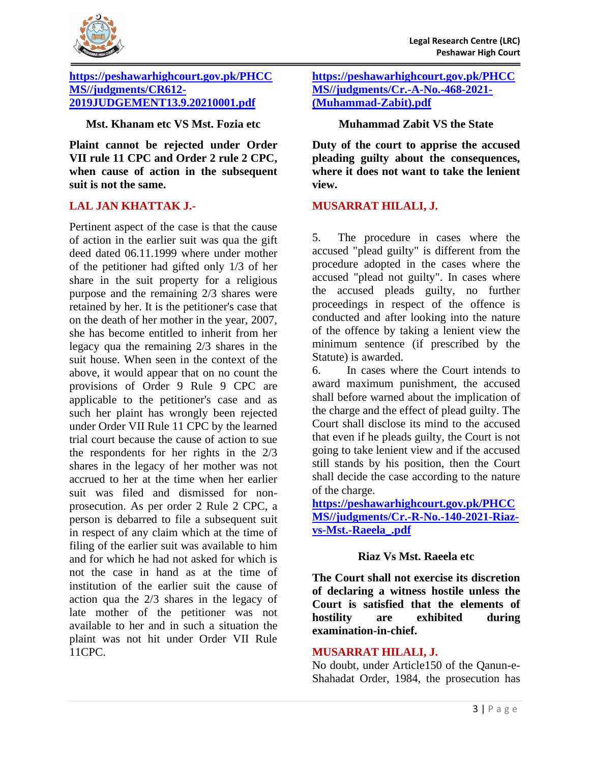https://peshawarhighcourt.gov.pk/PHCCMS//judgments/CR612-2019JUDGEMENT13.9.20210001.pdf

**Mst. Khanam etc VS Mst. Fozia etc**

**Plaint cannot be rejected under Order VII rule 11 CPC and Order 2 rule 2 CPC, when cause of action in the subsequent suit is not the same.**

**LAL JAN KHATTAK J.-**

Pertinent aspect of the case is that the cause of action in the earlier suit was qua the gift deed dated 06.11.1999 where under mother of the petitioner had gifted only 1/3 of her share in the suit property for a religious purpose and the remaining 2/3 shares were retained by her. It is the petitioner's case that on the death of her mother in the year, 2007, she has become entitled to inherit from her legacy qua the remaining 2/3 shares in the suit house. When seen in the context of the above, it would appear that on no count the provisions of Order 9 Rule 9 CPC are applicable to the petitioner's case and as such her plaint has wrongly been rejected under Order VII Rule 11 CPC by the learned trial court because the cause of action to sue the respondents for her rights in the 2/3 shares in the legacy of her mother was not accrued to her at the time when her earlier suit was filed and dismissed for non-prosecution. As per order 2 Rule 2 CPC, a person is debarred to file a subsequent suit in respect of any claim which at the time of filing of the earlier suit was available to him and for which he had not asked for which is not the case in hand as at the time of institution of the earlier suit the cause of action qua the 2/3 shares in the legacy of late mother of the petitioner was not available to her and in such a situation the plaint was not hit under Order VII Rule 11CPC.

https://peshawarhighcourt.gov.pk/PHCCMS//judgments/Cr.-A-No.-468-2021-(Muhammad-Zabit).pdf

**Muhammad Zabit VS the State**

**Duty of the court to apprise the accused pleading guilty about the consequences, where it does not want to take the lenient view.**

**MUSARRAT HILALI, J.**

5. The procedure in cases where the accused "plead guilty" is different from the procedure adopted in the cases where the accused "plead not guilty". In cases where the accused pleads guilty, no further proceedings in respect of the offence is conducted and after looking into the nature of the offence by taking a lenient view the minimum sentence (if prescribed by the Statute) is awarded.

6. In cases where the Court intends to award maximum punishment, the accused shall before warned about the implication of the charge and the effect of plead guilty. The Court shall disclose its mind to the accused that even if he pleads guilty, the Court is not going to take lenient view and if the accused still stands by his position, then the Court shall decide the case according to the nature of the charge.

https://peshawarhighcourt.gov.pk/PHCCMS//judgments/Cr.-R-No.-140-2021-Riaz-vs-Mst.-Raeela_.pdf

**Riaz Vs Mst. Raeela etc**

**The Court shall not exercise its discretion of declaring a witness hostile unless the Court is satisfied that the elements of hostility are exhibited during examination-in-chief.**

**MUSARRAT HILALI, J.**

No doubt, under Article150 of the Qanun-e-Shahadat Order, 1984, the prosecution has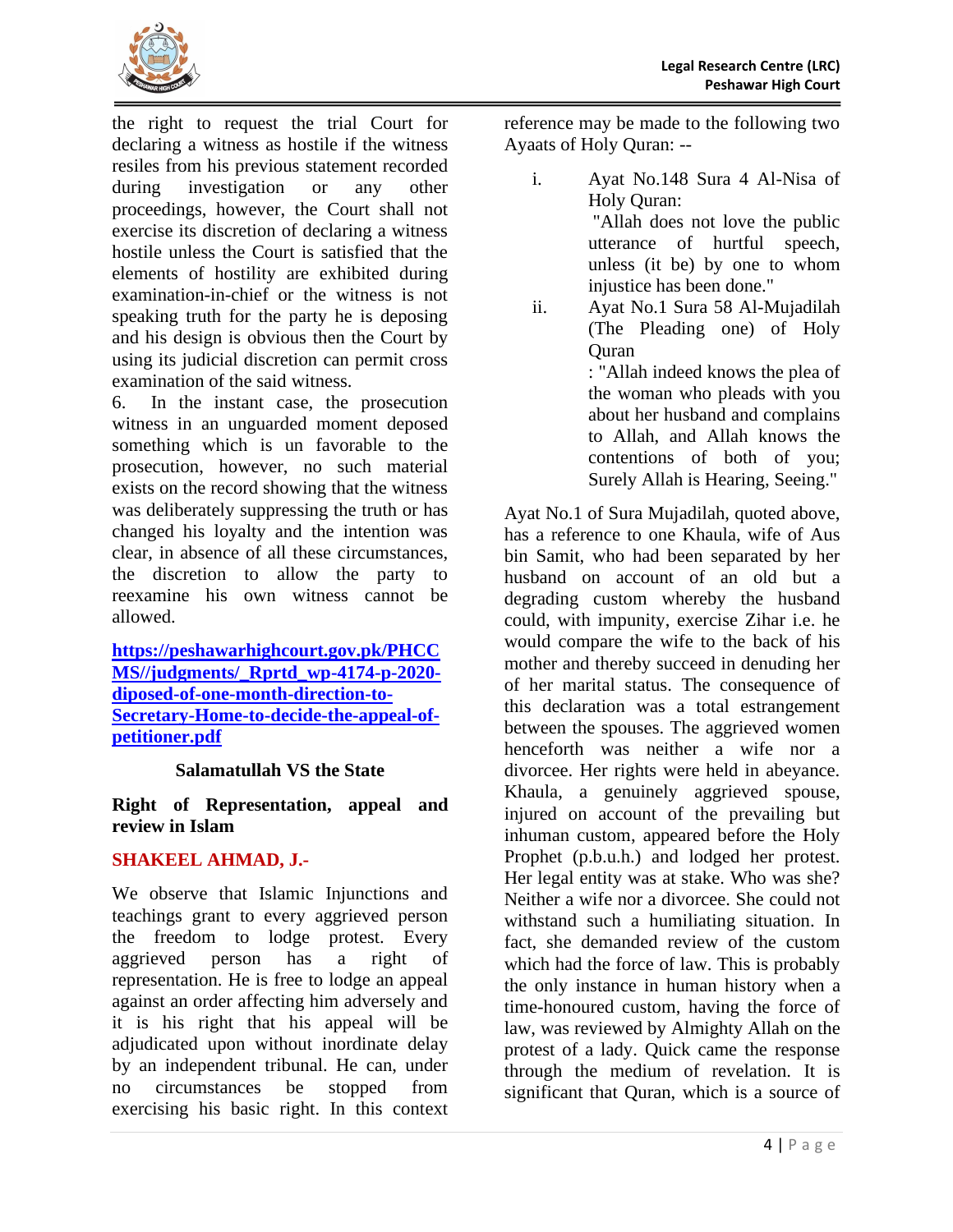the right to request the trial Court for declaring a witness as hostile if the witness resiles from his previous statement recorded during investigation or any other proceedings, however, the Court shall not exercise its discretion of declaring a witness hostile unless the Court is satisfied that the elements of hostility are exhibited during examination-in-chief or the witness is not speaking truth for the party he is deposing and his design is obvious then the Court by using its judicial discretion can permit cross examination of the said witness.

6. In the instant case, the prosecution witness in an unguarded moment deposed something which is un favorable to the prosecution, however, no such material exists on the record showing that the witness was deliberately suppressing the truth or has changed his loyalty and the intention was clear, in absence of all these circumstances, the discretion to allow the party to reexamine his own witness cannot be allowed.

[https://peshawarhighcourt.gov.pk/PHCCMS//judgments/_Rprtd_wp-4174-p-2020-diposed-of-one-month-direction-to-Secretary-Home-to-decide-the-appeal-of-petitioner.pdf](https://peshawarhighcourt.gov.pk/PHCCMS//judgments/_Rprtd_wp-4174-p-2020-diposed-of-one-month-direction-to-Secretary-Home-to-decide-the-appeal-of-petitioner.pdf)

**Salamatullah VS the State**

**Right of Representation, appeal and review in Islam**

**SHAKEEL AHMAD, J.-**

We observe that Islamic Injunctions and teachings grant to every aggrieved person the freedom to lodge protest. Every aggrieved person has a right of representation. He is free to lodge an appeal against an order affecting him adversely and it is his right that his appeal will be adjudicated upon without inordinate delay by an independent tribunal. He can, under no circumstances be stopped from exercising his basic right. In this context reference may be made to the following two Ayaats of Holy Quran: --

i. Ayat No.148 Sura 4 Al-Nisa of Holy Quran:
"Allah does not love the public utterance of hurtful speech, unless (it be) by one to whom injustice has been done."

ii. Ayat No.1 Sura 58 Al-Mujadilah (The Pleading one) of Holy Quran
: "Allah indeed knows the plea of the woman who pleads with you about her husband and complains to Allah, and Allah knows the contentions of both of you; Surely Allah is Hearing, Seeing."

Ayat No.1 of Sura Mujadilah, quoted above, has a reference to one Khaula, wife of Aus bin Samit, who had been separated by her husband on account of an old but a degrading custom whereby the husband could, with impunity, exercise Zihar i.e. he would compare the wife to the back of his mother and thereby succeed in denuding her of her marital status. The consequence of this declaration was a total estrangement between the spouses. The aggrieved women henceforth was neither a wife nor a divorcee. Her rights were held in abeyance. Khaula, a genuinely aggrieved spouse, injured on account of the prevailing but inhuman custom, appeared before the Holy Prophet (p.b.u.h.) and lodged her protest. Her legal entity was at stake. Who was she? Neither a wife nor a divorcee. She could not withstand such a humiliating situation. In fact, she demanded review of the custom which had the force of law. This is probably the only instance in human history when a time-honoured custom, having the force of law, was reviewed by Almighty Allah on the protest of a lady. Quick came the response through the medium of revelation. It is significant that Quran, which is a source of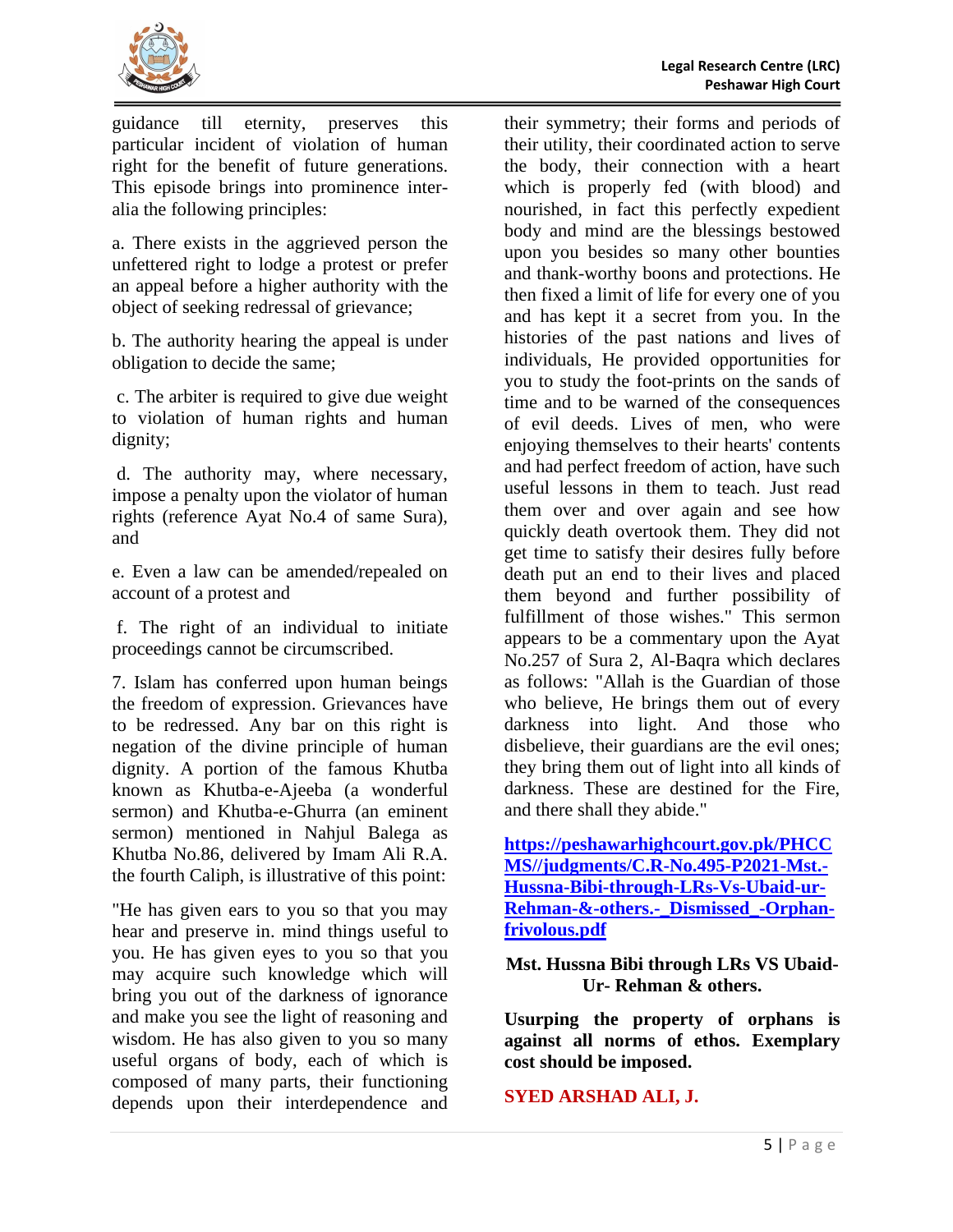guidance till eternity, preserves this particular incident of violation of human right for the benefit of future generations. This episode brings into prominence inter-alia the following principles:

a. There exists in the aggrieved person the unfettered right to lodge a protest or prefer an appeal before a higher authority with the object of seeking redressal of grievance;

b. The authority hearing the appeal is under obligation to decide the same;

c. The arbiter is required to give due weight to violation of human rights and human dignity;

d. The authority may, where necessary, impose a penalty upon the violator of human rights (reference Ayat No.4 of same Sura), and

e. Even a law can be amended/repealed on account of a protest and

f. The right of an individual to initiate proceedings cannot be circumscribed.

7. Islam has conferred upon human beings the freedom of expression. Grievances have to be redressed. Any bar on this right is negation of the divine principle of human dignity. A portion of the famous Khutba known as Khutba-e-Ajeeba (a wonderful sermon) and Khutba-e-Ghurra (an eminent sermon) mentioned in Nahjul Balega as Khutba No.86, delivered by Imam Ali R.A. the fourth Caliph, is illustrative of this point:

"He has given ears to you so that you may hear and preserve in. mind things useful to you. He has given eyes to you so that you may acquire such knowledge which will bring you out of the darkness of ignorance and make you see the light of reasoning and wisdom. He has also given to you so many useful organs of body, each of which is composed of many parts, their functioning depends upon their interdependence and their symmetry; their forms and periods of their utility, their coordinated action to serve the body, their connection with a heart which is properly fed (with blood) and nourished, in fact this perfectly expedient body and mind are the blessings bestowed upon you besides so many other bounties and thank-worthy boons and protections. He then fixed a limit of life for every one of you and has kept it a secret from you. In the histories of the past nations and lives of individuals, He provided opportunities for you to study the foot-prints on the sands of time and to be warned of the consequences of evil deeds. Lives of men, who were enjoying themselves to their hearts' contents and had perfect freedom of action, have such useful lessons in them to teach. Just read them over and over again and see how quickly death overtook them. They did not get time to satisfy their desires fully before death put an end to their lives and placed them beyond and further possibility of fulfillment of those wishes." This sermon appears to be a commentary upon the Ayat No.257 of Sura 2, Al-Baqra which declares as follows: "Allah is the Guardian of those who believe, He brings them out of every darkness into light. And those who disbelieve, their guardians are the evil ones; they bring them out of light into all kinds of darkness. These are destined for the Fire, and there shall they abide."

**https://peshawarhighcourt.gov.pk/PHCCMS//judgments/C.R-No.495-P2021-Mst.-Hussna-Bibi-through-LRs-Vs-Ubaid-ur-Rehman-&-others.-_Dismissed_-Orphan-frivolous.pdf**

**Mst. Hussna Bibi through LRs VS Ubaid-Ur- Rehman & others.**

**Usurping the property of orphans is against all norms of ethos. Exemplary cost should be imposed.**

**SYED ARSHAD ALI, J.**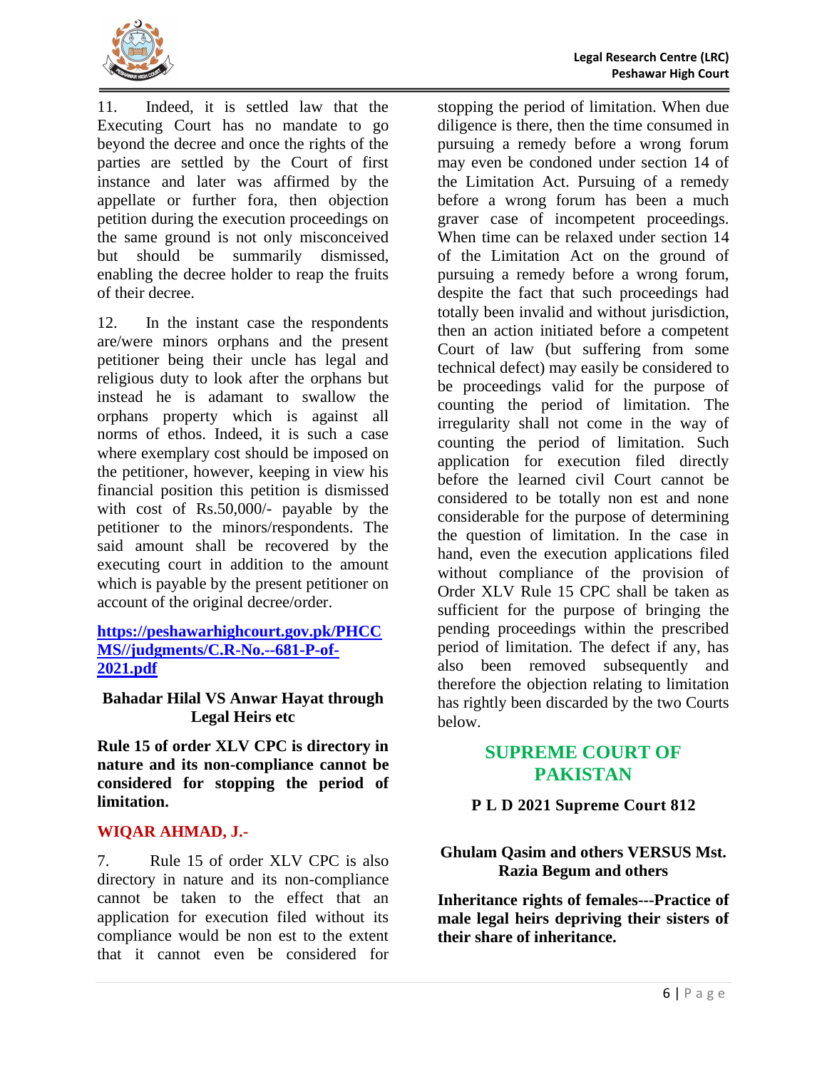11. Indeed, it is settled law that the Executing Court has no mandate to go beyond the decree and once the rights of the parties are settled by the Court of first instance and later was affirmed by the appellate or further fora, then objection petition during the execution proceedings on the same ground is not only misconceived but should be summarily dismissed, enabling the decree holder to reap the fruits of their decree.

12. In the instant case the respondents are/were minors orphans and the present petitioner being their uncle has legal and religious duty to look after the orphans but instead he is adamant to swallow the orphans property which is against all norms of ethos. Indeed, it is such a case where exemplary cost should be imposed on the petitioner, however, keeping in view his financial position this petition is dismissed with cost of Rs.50,000/- payable by the petitioner to the minors/respondents. The said amount shall be recovered by the executing court in addition to the amount which is payable by the present petitioner on account of the original decree/order.

[https://peshawarhighcourt.gov.pk/PHCCMS//judgments/C.R-No.--681-P-of-2021.pdf](https://peshawarhighcourt.gov.pk/PHCCMS//judgments/C.R-No.--681-P-of-2021.pdf)

### Bahadar Hilal VS Anwar Hayat through Legal Heirs etc

**Rule 15 of order XLV CPC is directory in nature and its non-compliance cannot be considered for stopping the period of limitation.**

**WIQAR AHMAD, J.-**

7. Rule 15 of order XLV CPC is also directory in nature and its non-compliance cannot be taken to the effect that an application for execution filed without its compliance would be non est to the extent that it cannot even be considered for stopping the period of limitation. When due diligence is there, then the time consumed in pursuing a remedy before a wrong forum may even be condoned under section 14 of the Limitation Act. Pursuing of a remedy before a wrong forum has been a much graver case of incompetent proceedings. When time can be relaxed under section 14 of the Limitation Act on the ground of pursuing a remedy before a wrong forum, despite the fact that such proceedings had totally been invalid and without jurisdiction, then an action initiated before a competent Court of law (but suffering from some technical defect) may easily be considered to be proceedings valid for the purpose of counting the period of limitation. The irregularity shall not come in the way of counting the period of limitation. Such application for execution filed directly before the learned civil Court cannot be considered to be totally non est and none considerable for the purpose of determining the question of limitation. In the case in hand, even the execution applications filed without compliance of the provision of Order XLV Rule 15 CPC shall be taken as sufficient for the purpose of bringing the pending proceedings within the prescribed period of limitation. The defect if any, has also been removed subsequently and therefore the objection relating to limitation has rightly been discarded by the two Courts below.

## SUPREME COURT OF PAKISTAN

### P L D 2021 Supreme Court 812

### Ghulam Qasim and others VERSUS Mst. Razia Begum and others

**Inheritance rights of females---Practice of male legal heirs depriving their sisters of their share of inheritance.**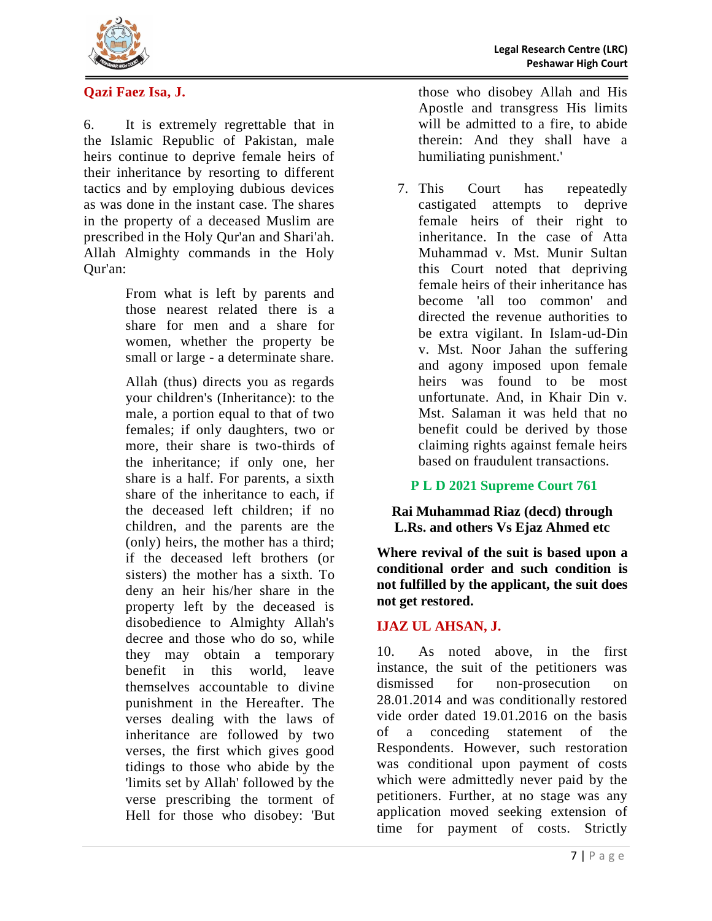**Qazi Faez Isa, J.**

6. It is extremely regrettable that in the Islamic Republic of Pakistan, male heirs continue to deprive female heirs of their inheritance by resorting to different tactics and by employing dubious devices as was done in the instant case. The shares in the property of a deceased Muslim are prescribed in the Holy Qur'an and Shari'ah. Allah Almighty commands in the Holy Qur'an:

> From what is left by parents and those nearest related there is a share for men and a share for women, whether the property be small or large - a determinate share.
>
> Allah (thus) directs you as regards your children's (Inheritance): to the male, a portion equal to that of two females; if only daughters, two or more, their share is two-thirds of the inheritance; if only one, her share is a half. For parents, a sixth share of the inheritance to each, if the deceased left children; if no children, and the parents are the (only) heirs, the mother has a third; if the deceased left brothers (or sisters) the mother has a sixth. To deny an heir his/her share in the property left by the deceased is disobedience to Almighty Allah's decree and those who do so, while they may obtain a temporary benefit in this world, leave themselves accountable to divine punishment in the Hereafter. The verses dealing with the laws of inheritance are followed by two verses, the first which gives good tidings to those who abide by the 'limits set by Allah' followed by the verse prescribing the torment of Hell for those who disobey: 'But those who disobey Allah and His Apostle and transgress His limits will be admitted to a fire, to abide therein: And they shall have a humiliating punishment.'

7. This Court has repeatedly castigated attempts to deprive female heirs of their right to inheritance. In the case of Atta Muhammad v. Mst. Munir Sultan this Court noted that depriving female heirs of their inheritance has become 'all too common' and directed the revenue authorities to be extra vigilant. In Islam-ud-Din v. Mst. Noor Jahan the suffering and agony imposed upon female heirs was found to be most unfortunate. And, in Khair Din v. Mst. Salaman it was held that no benefit could be derived by those claiming rights against female heirs based on fraudulent transactions.

## P L D 2021 Supreme Court 761

**Rai Muhammad Riaz (decd) through L.Rs. and others Vs Ejaz Ahmed etc**

**Where revival of the suit is based upon a conditional order and such condition is not fulfilled by the applicant, the suit does not get restored.**

**IJAZ UL AHSAN, J.**

10. As noted above, in the first instance, the suit of the petitioners was dismissed for non-prosecution on 28.01.2014 and was conditionally restored vide order dated 19.01.2016 on the basis of a conceding statement of the Respondents. However, such restoration was conditional upon payment of costs which were admittedly never paid by the petitioners. Further, at no stage was any application moved seeking extension of time for payment of costs. Strictly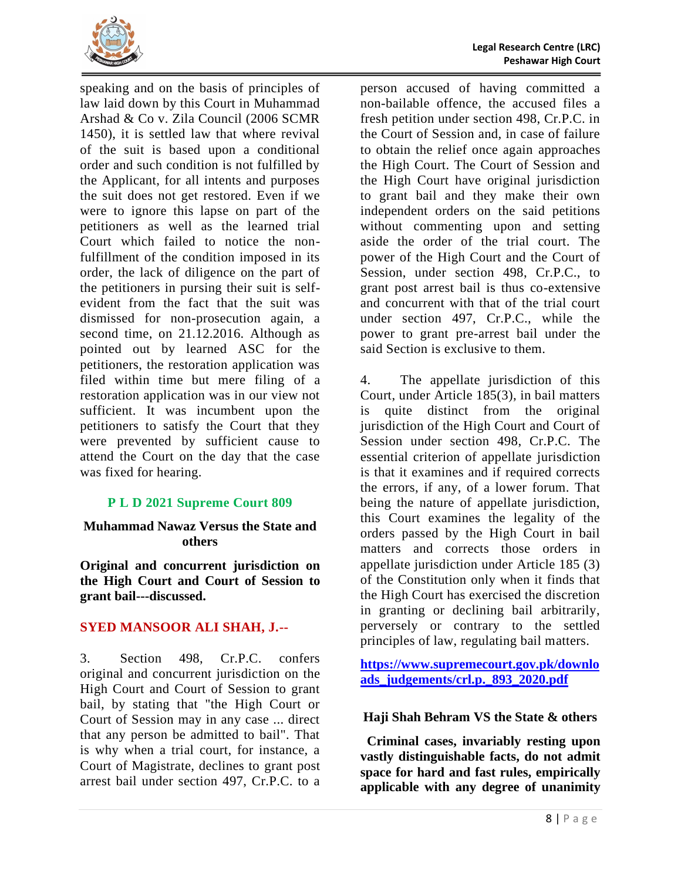speaking and on the basis of principles of law laid down by this Court in Muhammad Arshad & Co v. Zila Council (2006 SCMR 1450), it is settled law that where revival of the suit is based upon a conditional order and such condition is not fulfilled by the Applicant, for all intents and purposes the suit does not get restored. Even if we were to ignore this lapse on part of the petitioners as well as the learned trial Court which failed to notice the non-fulfillment of the condition imposed in its order, the lack of diligence on the part of the petitioners in pursing their suit is self-evident from the fact that the suit was dismissed for non-prosecution again, a second time, on 21.12.2016. Although as pointed out by learned ASC for the petitioners, the restoration application was filed within time but mere filing of a restoration application was in our view not sufficient. It was incumbent upon the petitioners to satisfy the Court that they were prevented by sufficient cause to attend the Court on the day that the case was fixed for hearing.

## P L D 2021 Supreme Court 809

**Muhammad Nawaz Versus the State and others**

**Original and concurrent jurisdiction on the High Court and Court of Session to grant bail---discussed.**

**SYED MANSOOR ALI SHAH, J.--**

3. Section 498, Cr.P.C. confers original and concurrent jurisdiction on the High Court and Court of Session to grant bail, by stating that "the High Court or Court of Session may in any case ... direct that any person be admitted to bail". That is why when a trial court, for instance, a Court of Magistrate, declines to grant post arrest bail under section 497, Cr.P.C. to a person accused of having committed a non-bailable offence, the accused files a fresh petition under section 498, Cr.P.C. in the Court of Session and, in case of failure to obtain the relief once again approaches the High Court. The Court of Session and the High Court have original jurisdiction to grant bail and they make their own independent orders on the said petitions without commenting upon and setting aside the order of the trial court. The power of the High Court and the Court of Session, under section 498, Cr.P.C., to grant post arrest bail is thus co-extensive and concurrent with that of the trial court under section 497, Cr.P.C., while the power to grant pre-arrest bail under the said Section is exclusive to them.

4. The appellate jurisdiction of this Court, under Article 185(3), in bail matters is quite distinct from the original jurisdiction of the High Court and Court of Session under section 498, Cr.P.C. The essential criterion of appellate jurisdiction is that it examines and if required corrects the errors, if any, of a lower forum. That being the nature of appellate jurisdiction, this Court examines the legality of the orders passed by the High Court in bail matters and corrects those orders in appellate jurisdiction under Article 185 (3) of the Constitution only when it finds that the High Court has exercised the discretion in granting or declining bail arbitrarily, perversely or contrary to the settled principles of law, regulating bail matters.

**https://www.supremecourt.gov.pk/downloads_judgements/crl.p._893_2020.pdf**

**Haji Shah Behram VS the State & others**

**Criminal cases, invariably resting upon vastly distinguishable facts, do not admit space for hard and fast rules, empirically applicable with any degree of unanimity**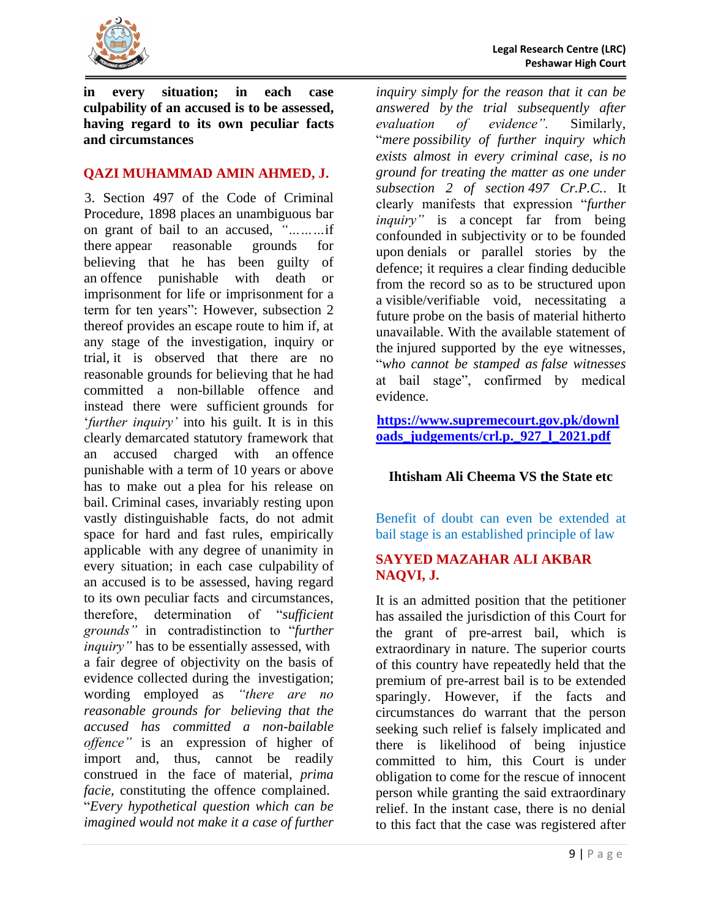**in every situation; in each case culpability of an accused is to be assessed, having regard to its own peculiar facts and circumstances**

**QAZI MUHAMMAD AMIN AHMED, J.**

3. Section 497 of the Code of Criminal Procedure, 1898 places an unambiguous bar on grant of bail to an accused, *"………*if there appear reasonable grounds for believing that he has been guilty of an offence punishable with death or imprisonment for life or imprisonment for a term for ten years": However, subsection 2 thereof provides an escape route to him if, at any stage of the investigation, inquiry or trial, it is observed that there are no reasonable grounds for believing that he had committed a non-billable offence and instead there were sufficient grounds for '*further inquiry'* into his guilt. It is in this clearly demarcated statutory framework that an accused charged with an offence punishable with a term of 10 years or above has to make out a plea for his release on bail. Criminal cases, invariably resting upon vastly distinguishable facts, do not admit space for hard and fast rules, empirically applicable with any degree of unanimity in every situation; in each case culpability of an accused is to be assessed, having regard to its own peculiar facts and circumstances, therefore, determination of "*sufficient grounds"* in contradistinction to "*further inquiry"* has to be essentially assessed, with a fair degree of objectivity on the basis of evidence collected during the investigation; wording employed as *"there are no reasonable grounds for believing that the accused has committed a non-bailable offence"* is an expression of higher of import and, thus, cannot be readily construed in the face of material, *prima facie,* constituting the offence complained. "*Every hypothetical question which can be imagined would not make it a case of further inquiry simply for the reason that it can be answered by the trial subsequently after evaluation of evidence".* Similarly, "*mere possibility of further inquiry which exists almost in every criminal case, is no ground for treating the matter as one under subsection 2 of section 497 Cr.P.C..* It clearly manifests that expression "*further inquiry"* is a concept far from being confounded in subjectivity or to be founded upon denials or parallel stories by the defence; it requires a clear finding deducible from the record so as to be structured upon a visible/verifiable void, necessitating a future probe on the basis of material hitherto unavailable. With the available statement of the injured supported by the eye witnesses, "*who cannot be stamped as false witnesses* at bail stage", confirmed by medical evidence.

**https://www.supremecourt.gov.pk/downloads_judgements/crl.p._927_l_2021.pdf**

**Ihtisham Ali Cheema VS the State etc**

Benefit of doubt can even be extended at bail stage is an established principle of law

**SAYYED MAZAHAR ALI AKBAR NAQVI, J.**

It is an admitted position that the petitioner has assailed the jurisdiction of this Court for the grant of pre-arrest bail, which is extraordinary in nature. The superior courts of this country have repeatedly held that the premium of pre-arrest bail is to be extended sparingly. However, if the facts and circumstances do warrant that the person seeking such relief is falsely implicated and there is likelihood of being injustice committed to him, this Court is under obligation to come for the rescue of innocent person while granting the said extraordinary relief. In the instant case, there is no denial to this fact that the case was registered after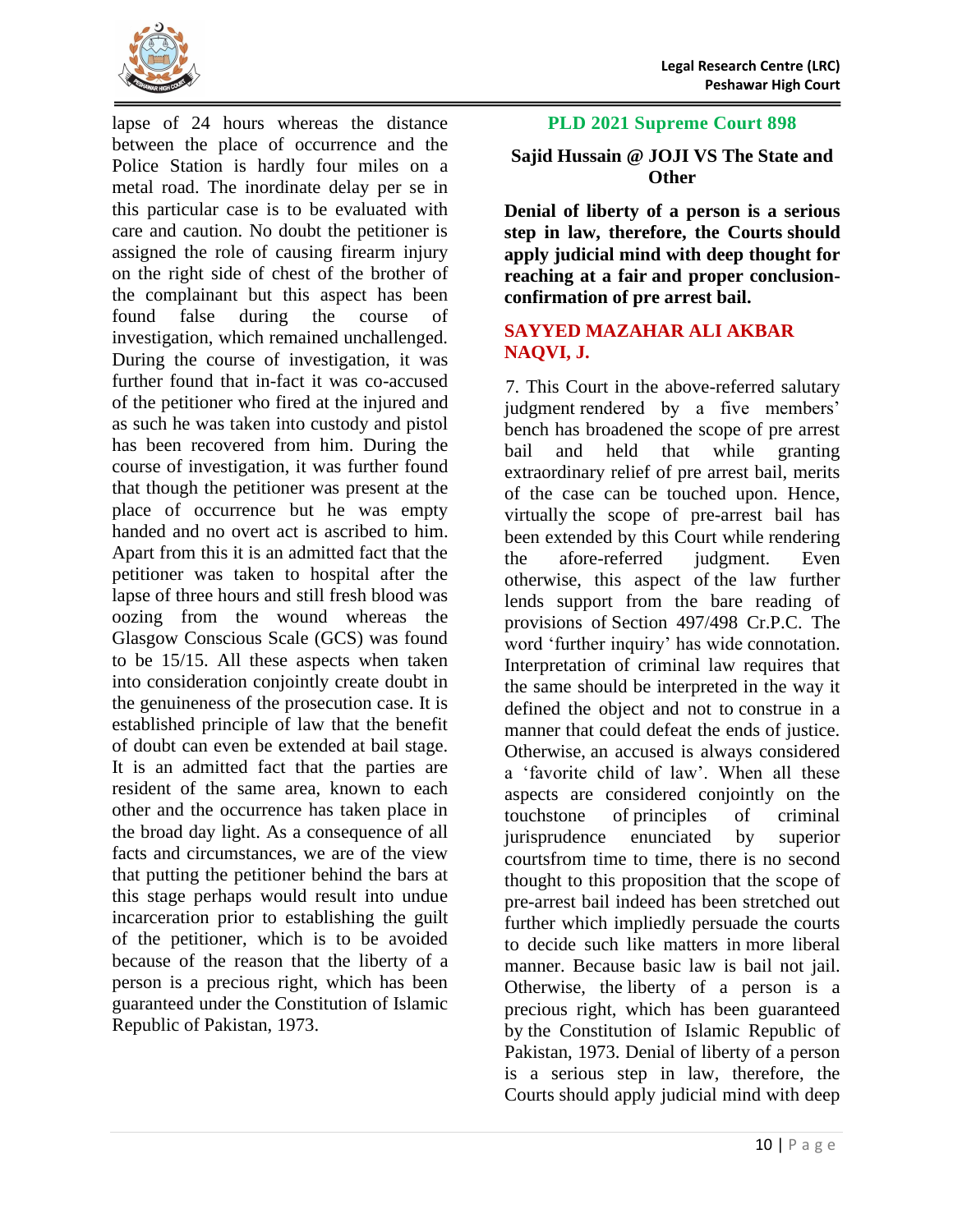lapse of 24 hours whereas the distance between the place of occurrence and the Police Station is hardly four miles on a metal road. The inordinate delay per se in this particular case is to be evaluated with care and caution. No doubt the petitioner is assigned the role of causing firearm injury on the right side of chest of the brother of the complainant but this aspect has been found false during the course of investigation, which remained unchallenged. During the course of investigation, it was further found that in-fact it was co-accused of the petitioner who fired at the injured and as such he was taken into custody and pistol has been recovered from him. During the course of investigation, it was further found that though the petitioner was present at the place of occurrence but he was empty handed and no overt act is ascribed to him. Apart from this it is an admitted fact that the petitioner was taken to hospital after the lapse of three hours and still fresh blood was oozing from the wound whereas the Glasgow Conscious Scale (GCS) was found to be 15/15. All these aspects when taken into consideration conjointly create doubt in the genuineness of the prosecution case. It is established principle of law that the benefit of doubt can even be extended at bail stage. It is an admitted fact that the parties are resident of the same area, known to each other and the occurrence has taken place in the broad day light. As a consequence of all facts and circumstances, we are of the view that putting the petitioner behind the bars at this stage perhaps would result into undue incarceration prior to establishing the guilt of the petitioner, which is to be avoided because of the reason that the liberty of a person is a precious right, which has been guaranteed under the Constitution of Islamic Republic of Pakistan, 1973.

## PLD 2021 Supreme Court 898

### Sajid Hussain @ JOJI VS The State and Other

**Denial of liberty of a person is a serious step in law, therefore, the Courts should apply judicial mind with deep thought for reaching at a fair and proper conclusion-confirmation of pre arrest bail.**

**SAYYED MAZAHAR ALI AKBAR NAQVI, J.**

7. This Court in the above-referred salutary judgment rendered by a five members' bench has broadened the scope of pre arrest bail and held that while granting extraordinary relief of pre arrest bail, merits of the case can be touched upon. Hence, virtually the scope of pre-arrest bail has been extended by this Court while rendering the afore-referred judgment. Even otherwise, this aspect of the law further lends support from the bare reading of provisions of Section 497/498 Cr.P.C. The word 'further inquiry' has wide connotation. Interpretation of criminal law requires that the same should be interpreted in the way it defined the object and not to construe in a manner that could defeat the ends of justice. Otherwise, an accused is always considered a 'favorite child of law'. When all these aspects are considered conjointly on the touchstone of principles of criminal jurisprudence enunciated by superior courtsfrom time to time, there is no second thought to this proposition that the scope of pre-arrest bail indeed has been stretched out further which impliedly persuade the courts to decide such like matters in more liberal manner. Because basic law is bail not jail. Otherwise, the liberty of a person is a precious right, which has been guaranteed by the Constitution of Islamic Republic of Pakistan, 1973. Denial of liberty of a person is a serious step in law, therefore, the Courts should apply judicial mind with deep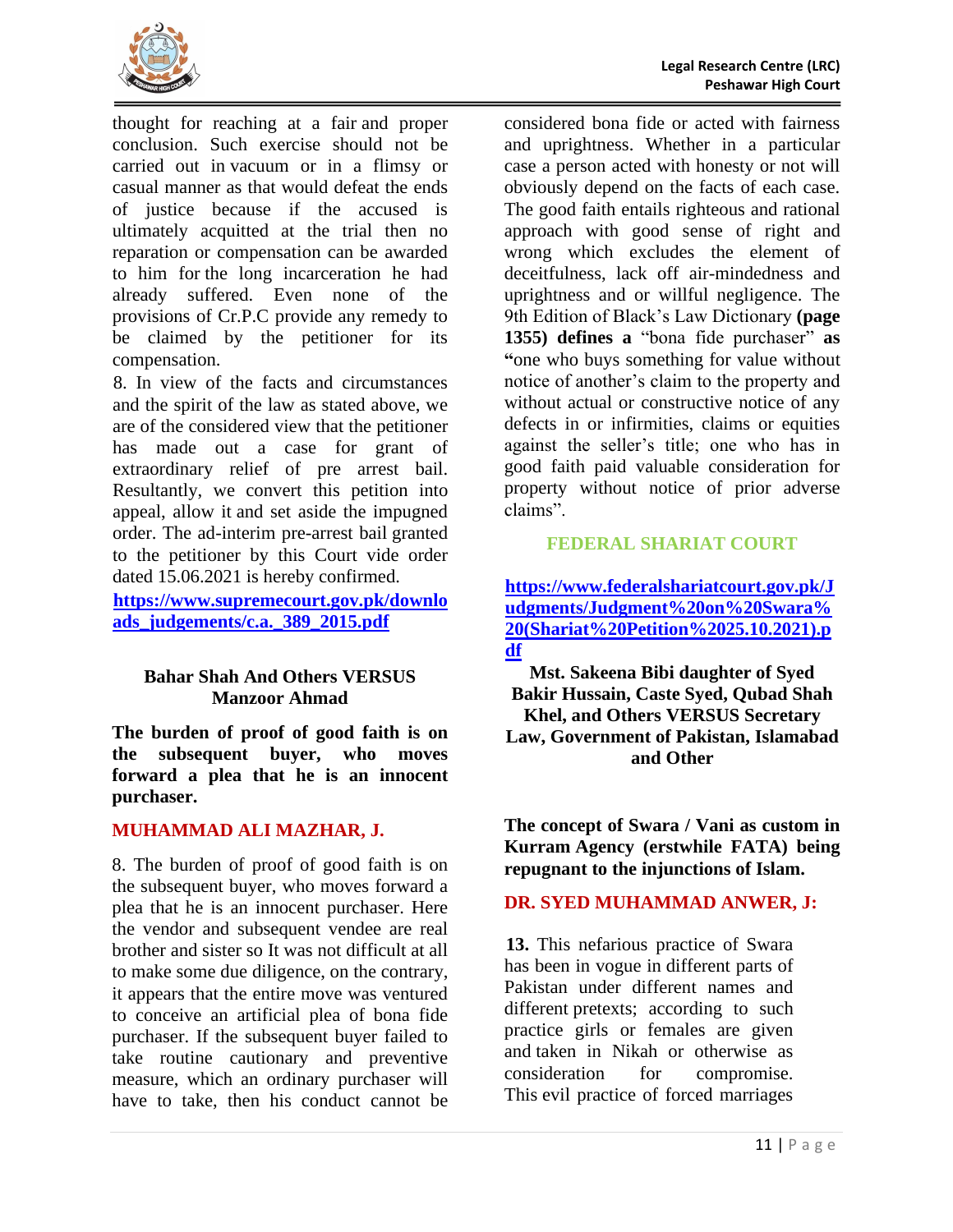thought for reaching at a fair and proper conclusion. Such exercise should not be carried out in vacuum or in a flimsy or casual manner as that would defeat the ends of justice because if the accused is ultimately acquitted at the trial then no reparation or compensation can be awarded to him for the long incarceration he had already suffered. Even none of the provisions of Cr.P.C provide any remedy to be claimed by the petitioner for its compensation.

8. In view of the facts and circumstances and the spirit of the law as stated above, we are of the considered view that the petitioner has made out a case for grant of extraordinary relief of pre arrest bail. Resultantly, we convert this petition into appeal, allow it and set aside the impugned order. The ad-interim pre-arrest bail granted to the petitioner by this Court vide order dated 15.06.2021 is hereby confirmed.

**https://www.supremecourt.gov.pk/downloads_judgements/c.a._389_2015.pdf**

**Bahar Shah And Others VERSUS Manzoor Ahmad**

**The burden of proof of good faith is on the subsequent buyer, who moves forward a plea that he is an innocent purchaser.**

**MUHAMMAD ALI MAZHAR, J.**

8. The burden of proof of good faith is on the subsequent buyer, who moves forward a plea that he is an innocent purchaser. Here the vendor and subsequent vendee are real brother and sister so It was not difficult at all to make some due diligence, on the contrary, it appears that the entire move was ventured to conceive an artificial plea of bona fide purchaser. If the subsequent buyer failed to take routine cautionary and preventive measure, which an ordinary purchaser will have to take, then his conduct cannot be considered bona fide or acted with fairness and uprightness. Whether in a particular case a person acted with honesty or not will obviously depend on the facts of each case. The good faith entails righteous and rational approach with good sense of right and wrong which excludes the element of deceitfulness, lack off air-mindedness and uprightness and or willful negligence. The 9th Edition of Black's Law Dictionary **(page 1355) defines a** "bona fide purchaser" **as "**one who buys something for value without notice of another's claim to the property and without actual or constructive notice of any defects in or infirmities, claims or equities against the seller's title; one who has in good faith paid valuable consideration for property without notice of prior adverse claims".

## FEDERAL SHARIAT COURT

**https://www.federalshariatcourt.gov.pk/Judgments/Judgment%20on%20Swara%20(Shariat%20Petition%2025.10.2021).pdf**

**Mst. Sakeena Bibi daughter of Syed Bakir Hussain, Caste Syed, Qubad Shah Khel, and Others VERSUS Secretary Law, Government of Pakistan, Islamabad and Other**

**The concept of Swara / Vani as custom in Kurram Agency (erstwhile FATA) being repugnant to the injunctions of Islam.**

**DR. SYED MUHAMMAD ANWER, J:**

**13.** This nefarious practice of Swara has been in vogue in different parts of Pakistan under different names and different pretexts; according to such practice girls or females are given and taken in Nikah or otherwise as consideration for compromise. This evil practice of forced marriages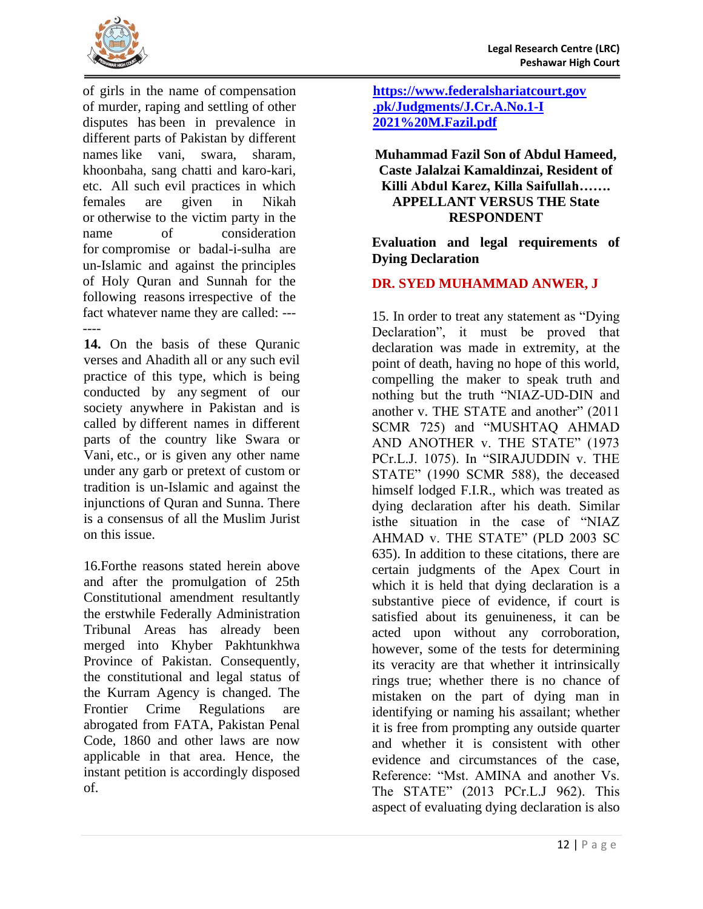of girls in the name of compensation of murder, raping and settling of other disputes has been in prevalence in different parts of Pakistan by different names like vani, swara, sharam, khoonbaha, sang chatti and karo-kari, etc. All such evil practices in which females are given in Nikah or otherwise to the victim party in the name of consideration for compromise or badal-i-sulha are un-Islamic and against the principles of Holy Quran and Sunnah for the following reasons irrespective of the fact whatever name they are called: -------

**14.** On the basis of these Quranic verses and Ahadith all or any such evil practice of this type, which is being conducted by any segment of our society anywhere in Pakistan and is called by different names in different parts of the country like Swara or Vani, etc., or is given any other name under any garb or pretext of custom or tradition is un-Islamic and against the injunctions of Quran and Sunna. There is a consensus of all the Muslim Jurist on this issue.

16.Forthe reasons stated herein above and after the promulgation of 25th Constitutional amendment resultantly the erstwhile Federally Administration Tribunal Areas has already been merged into Khyber Pakhtunkhwa Province of Pakistan. Consequently, the constitutional and legal status of the Kurram Agency is changed. The Frontier Crime Regulations are abrogated from FATA, Pakistan Penal Code, 1860 and other laws are now applicable in that area. Hence, the instant petition is accordingly disposed of.

**[https://www.federalshariatcourt.gov.pk/Judgments/J.Cr.A.No.1-I 2021%20M.Fazil.pdf](https://www.federalshariatcourt.gov.pk/Judgments/J.Cr.A.No.1-I%202021%20M.Fazil.pdf)**

**Muhammad Fazil Son of Abdul Hameed, Caste Jalalzai Kamaldinzai, Resident of Killi Abdul Karez, Killa Saifullah……. APPELLANT VERSUS THE State RESPONDENT**

**Evaluation and legal requirements of Dying Declaration**

**DR. SYED MUHAMMAD ANWER, J**

15. In order to treat any statement as "Dying Declaration", it must be proved that declaration was made in extremity, at the point of death, having no hope of this world, compelling the maker to speak truth and nothing but the truth "NIAZ-UD-DIN and another v. THE STATE and another" (2011 SCMR 725) and "MUSHTAQ AHMAD AND ANOTHER v. THE STATE" (1973 PCr.L.J. 1075). In "SIRAJUDDIN v. THE STATE" (1990 SCMR 588), the deceased himself lodged F.I.R., which was treated as dying declaration after his death. Similar isthe situation in the case of "NIAZ AHMAD v. THE STATE" (PLD 2003 SC 635). In addition to these citations, there are certain judgments of the Apex Court in which it is held that dying declaration is a substantive piece of evidence, if court is satisfied about its genuineness, it can be acted upon without any corroboration, however, some of the tests for determining its veracity are that whether it intrinsically rings true; whether there is no chance of mistaken on the part of dying man in identifying or naming his assailant; whether it is free from prompting any outside quarter and whether it is consistent with other evidence and circumstances of the case, Reference: "Mst. AMINA and another Vs. The STATE" (2013 PCr.L.J 962). This aspect of evaluating dying declaration is also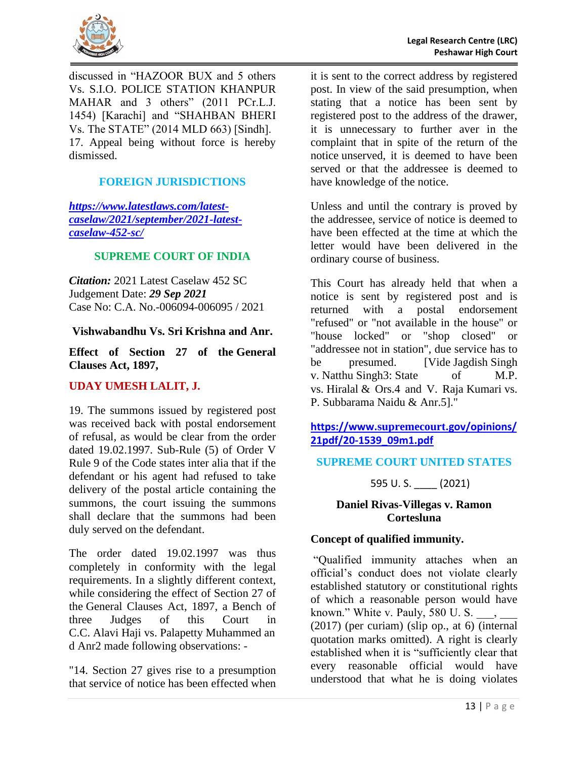discussed in "HAZOOR BUX and 5 others Vs. S.I.O. POLICE STATION KHANPUR MAHAR and 3 others" (2011 PCr.L.J. 1454) [Karachi] and "SHAHBAN BHERI Vs. The STATE" (2014 MLD 663) [Sindh].

17. Appeal being without force is hereby dismissed.

## FOREIGN JURISDICTIONS

***https://www.latestlaws.com/latest-caselaw/2021/september/2021-latest-caselaw-452-sc/***

### SUPREME COURT OF INDIA

***Citation:*** 2021 Latest Caselaw 452 SC
Judgement Date: ***29 Sep 2021***
Case No: C.A. No.-006094-006095 / 2021

**Vishwabandhu Vs. Sri Krishna and Anr.**

**Effect of Section 27 of the General Clauses Act, 1897,**

**UDAY UMESH LALIT, J.**

19. The summons issued by registered post was received back with postal endorsement of refusal, as would be clear from the order dated 19.02.1997. Sub-Rule (5) of Order V Rule 9 of the Code states inter alia that if the defendant or his agent had refused to take delivery of the postal article containing the summons, the court issuing the summons shall declare that the summons had been duly served on the defendant.

The order dated 19.02.1997 was thus completely in conformity with the legal requirements. In a slightly different context, while considering the effect of Section 27 of the General Clauses Act, 1897, a Bench of three Judges of this Court in C.C. Alavi Haji vs. Palapetty Muhammed an d Anr2 made following observations: -

"14. Section 27 gives rise to a presumption that service of notice has been effected when it is sent to the correct address by registered post. In view of the said presumption, when stating that a notice has been sent by registered post to the address of the drawer, it is unnecessary to further aver in the complaint that in spite of the return of the notice unserved, it is deemed to have been served or that the addressee is deemed to have knowledge of the notice.

Unless and until the contrary is proved by the addressee, service of notice is deemed to have been effected at the time at which the letter would have been delivered in the ordinary course of business.

This Court has already held that when a notice is sent by registered post and is returned with a postal endorsement "refused" or "not available in the house" or "house locked" or "shop closed" or "addressee not in station", due service has to be presumed. [Vide Jagdish Singh v. Natthu Singh3: State of M.P. vs. Hiralal & Ors.4 and V. Raja Kumari vs. P. Subbarama Naidu & Anr.5]."

**https://www.supremecourt.gov/opinions/21pdf/20-1539_09m1.pdf**

### SUPREME COURT UNITED STATES

595 U. S. ____ (2021)

**Daniel Rivas-Villegas v. Ramon Cortesluna**

**Concept of qualified immunity.**

"Qualified immunity attaches when an official's conduct does not violate clearly established statutory or constitutional rights of which a reasonable person would have known." White v. Pauly, 580 U. S. ___, ___ (2017) (per curiam) (slip op., at 6) (internal quotation marks omitted). A right is clearly established when it is "sufficiently clear that every reasonable official would have understood that what he is doing violates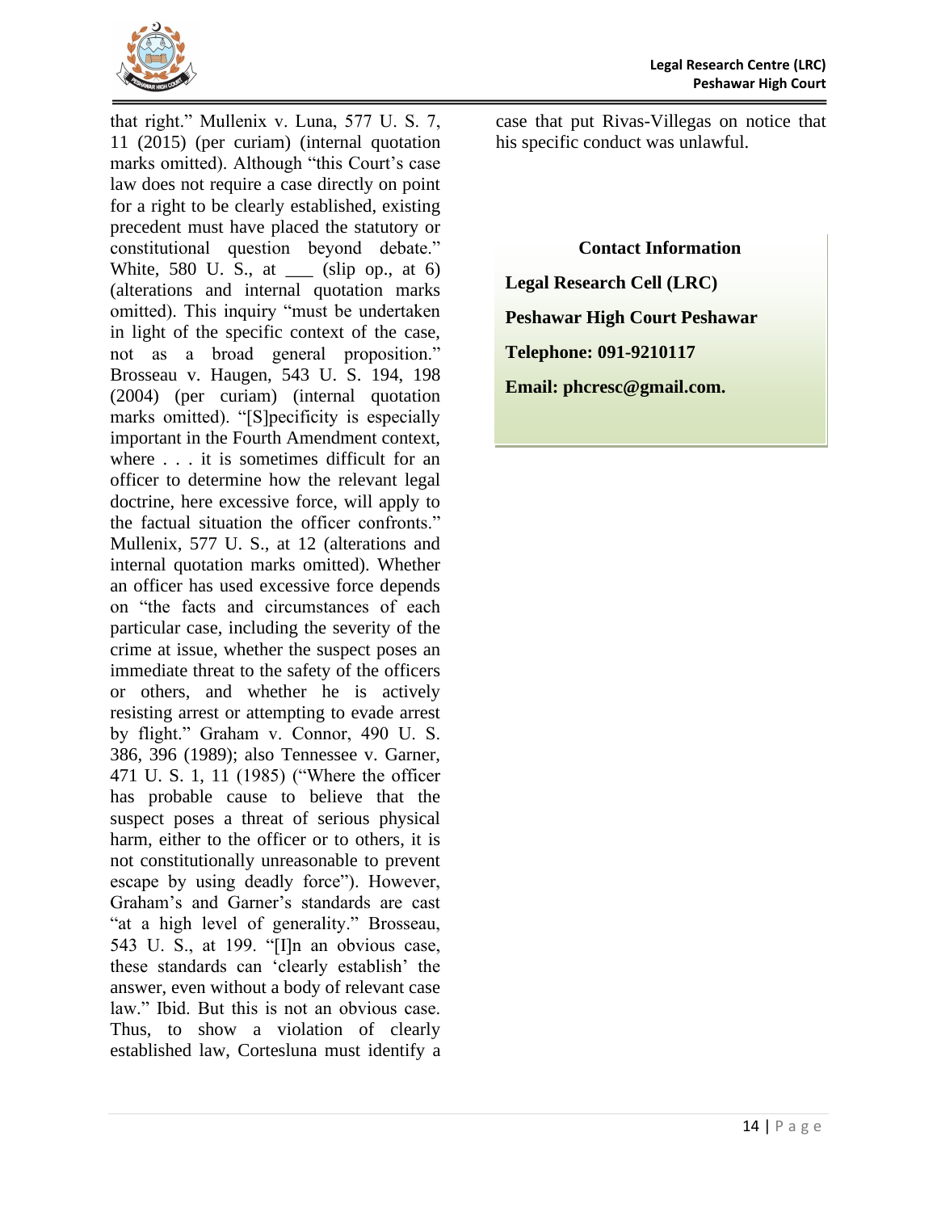that right." Mullenix v. Luna, 577 U. S. 7, 11 (2015) (per curiam) (internal quotation marks omitted). Although "this Court's case law does not require a case directly on point for a right to be clearly established, existing precedent must have placed the statutory or constitutional question beyond debate." White, 580 U. S., at ___ (slip op., at 6) (alterations and internal quotation marks omitted). This inquiry "must be undertaken in light of the specific context of the case, not as a broad general proposition." Brosseau v. Haugen, 543 U. S. 194, 198 (2004) (per curiam) (internal quotation marks omitted). "[S]pecificity is especially important in the Fourth Amendment context, where . . . it is sometimes difficult for an officer to determine how the relevant legal doctrine, here excessive force, will apply to the factual situation the officer confronts." Mullenix, 577 U. S., at 12 (alterations and internal quotation marks omitted). Whether an officer has used excessive force depends on "the facts and circumstances of each particular case, including the severity of the crime at issue, whether the suspect poses an immediate threat to the safety of the officers or others, and whether he is actively resisting arrest or attempting to evade arrest by flight." Graham v. Connor, 490 U. S. 386, 396 (1989); also Tennessee v. Garner, 471 U. S. 1, 11 (1985) ("Where the officer has probable cause to believe that the suspect poses a threat of serious physical harm, either to the officer or to others, it is not constitutionally unreasonable to prevent escape by using deadly force"). However, Graham's and Garner's standards are cast "at a high level of generality." Brosseau, 543 U. S., at 199. "[I]n an obvious case, these standards can 'clearly establish' the answer, even without a body of relevant case law." Ibid. But this is not an obvious case. Thus, to show a violation of clearly established law, Cortesluna must identify a case that put Rivas-Villegas on notice that his specific conduct was unlawful.

**Contact Information**

**Legal Research Cell (LRC)**

**Peshawar High Court Peshawar**

**Telephone: 091-9210117**

**Email: phcresc@gmail.com.**